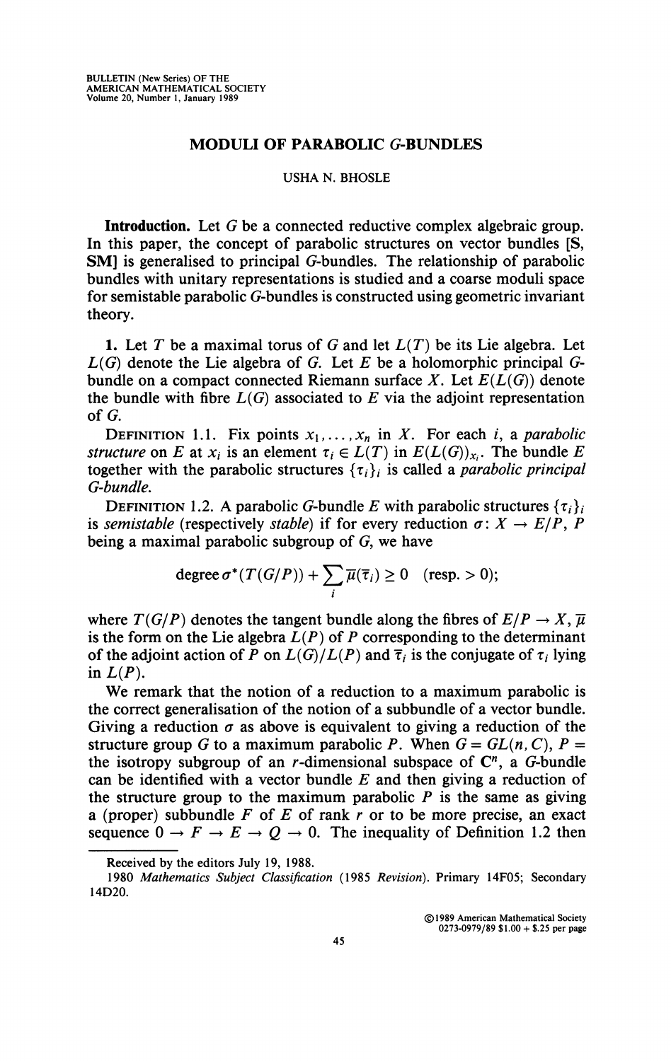BULLETIN (New Series) OF THE AMERICAN MATHEMATICAL SOCIETY Volume 20, Number 1, January 1989

# MODULI OF PARABOLIC G-BUNDLES

USHA N. BHOSLE

**Introduction.** Let $G$ be a connected reductive complex algebraic group. In this paper, the concept of parabolic structures on vector bundles [S, SM] is generalised to principal $G$-bundles. The relationship of parabolic bundles with unitary representations is studied and a coarse moduli space for semistable parabolic $G$-bundles is constructed using geometric invariant theory.

**1.** Let $T$ be a maximal torus of $G$ and let $L(T)$ be its Lie algebra. Let $L(G)$ denote the Lie algebra of $G$. Let $E$ be a holomorphic principal $G$-bundle on a compact connected Riemann surface $X$. Let $E(L(G))$ denote the bundle with fibre $L(G)$ associated to $E$ via the adjoint representation of $G$.

DEFINITION 1.1. Fix points $x_1, \ldots, x_n$ in $X$. For each $i$, a *parabolic structure* on $E$ at $x_i$ is an element $\tau_i \in L(T)$ in $E(L(G))_{x_i}$. The bundle $E$ together with the parabolic structures $\{\tau_i\}_i$ is called a *parabolic principal G-bundle*.

DEFINITION 1.2. A parabolic $G$-bundle $E$ with parabolic structures $\{\tau_i\}_i$ is *semistable* (respectively *stable*) if for every reduction $\sigma\colon X \to E/P$, $P$ being a maximal parabolic subgroup of $G$, we have

$$\text{degree}\,\sigma^*(T(G/P)) + \sum_i \overline{\mu}(\overline{\tau}_i) \geq 0 \quad (\text{resp.} > 0);$$

where $T(G/P)$ denotes the tangent bundle along the fibres of $E/P \to X$, $\overline{\mu}$ is the form on the Lie algebra $L(P)$ of $P$ corresponding to the determinant of the adjoint action of $P$ on $L(G)/L(P)$ and $\overline{\tau}_i$ is the conjugate of $\tau_i$ lying in $L(P)$.

We remark that the notion of a reduction to a maximum parabolic is the correct generalisation of the notion of a subbundle of a vector bundle. Giving a reduction $\sigma$ as above is equivalent to giving a reduction of the structure group $G$ to a maximum parabolic $P$. When $G = GL(n, C)$, $P =$ the isotropy subgroup of an $r$-dimensional subspace of $\mathbf{C}^n$, a $G$-bundle can be identified with a vector bundle $E$ and then giving a reduction of the structure group to the maximum parabolic $P$ is the same as giving a (proper) subbundle $F$ of $E$ of rank $r$ or to be more precise, an exact sequence $0 \to F \to E \to Q \to 0$. The inequality of Definition 1.2 then

---

Received by the editors July 19, 1988.

1980 *Mathematics Subject Classification* (1985 *Revision*). Primary 14F05; Secondary 14D20.

©1989 American Mathematical Society 0273-0979/89 \$1.00 + \$.25 per page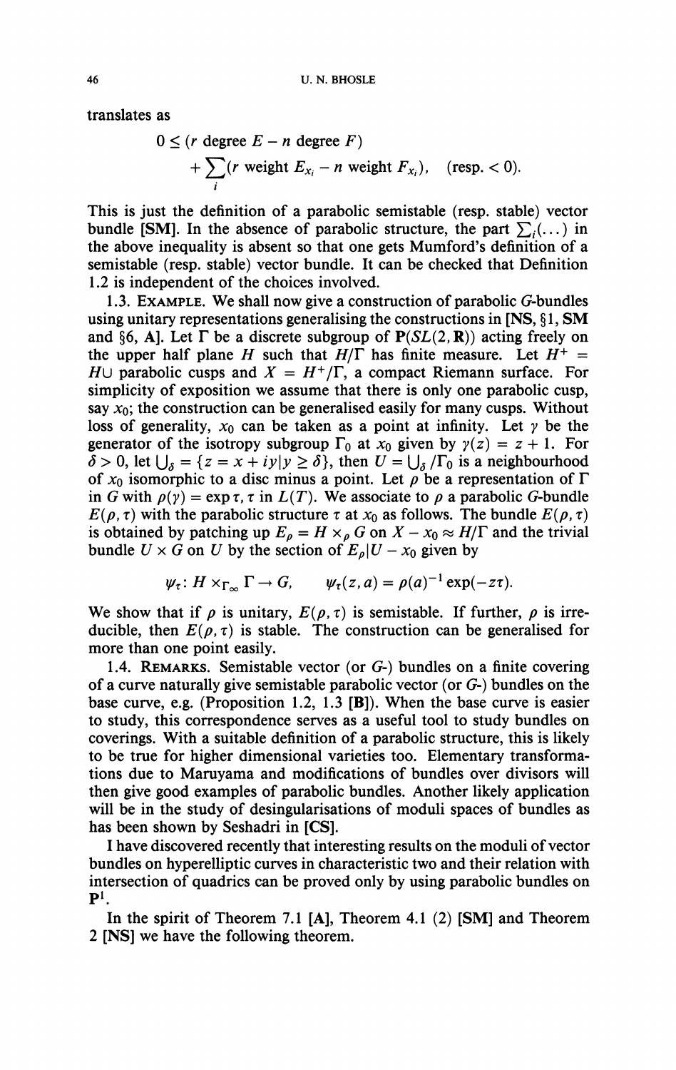translates as

$$0 \leq (r \text{ degree } E - n \text{ degree } F) + \sum_i (r \text{ weight } E_{x_i} - n \text{ weight } F_{x_i}), \quad (\text{resp.} < 0).$$

This is just the definition of a parabolic semistable (resp. stable) vector bundle **[SM]**. In the absence of parabolic structure, the part $\sum_i(\dots)$ in the above inequality is absent so that one gets Mumford's definition of a semistable (resp. stable) vector bundle. It can be checked that Definition 1.2 is independent of the choices involved.

1.3. EXAMPLE. We shall now give a construction of parabolic $G$-bundles using unitary representations generalising the constructions in **[NS**, §1, **SM** and §6, **A]**. Let $\Gamma$ be a discrete subgroup of $\mathbf{P}(SL(2, \mathbf{R}))$ acting freely on the upper half plane $H$ such that $H/\Gamma$ has finite measure. Let $H^+ = H \cup$ parabolic cusps and $X = H^+/\Gamma$, a compact Riemann surface. For simplicity of exposition we assume that there is only one parabolic cusp, say $x_0$; the construction can be generalised easily for many cusps. Without loss of generality, $x_0$ can be taken as a point at infinity. Let $\gamma$ be the generator of the isotropy subgroup $\Gamma_0$ at $x_0$ given by $\gamma(z) = z + 1$. For $\delta > 0$, let $\bigcup_\delta = \{z = x + iy | y \geq \delta\}$, then $U = \bigcup_\delta / \Gamma_0$ is a neighbourhood of $x_0$ isomorphic to a disc minus a point. Let $\rho$ be a representation of $\Gamma$ in $G$ with $\rho(\gamma) = \exp \tau$, $\tau$ in $L(T)$. We associate to $\rho$ a parabolic $G$-bundle $E(\rho, \tau)$ with the parabolic structure $\tau$ at $x_0$ as follows. The bundle $E(\rho, \tau)$ is obtained by patching up $E_\rho = H \times_\rho G$ on $X - x_0 \approx H/\Gamma$ and the trivial bundle $U \times G$ on $U$ by the section of $E_\rho | U - x_0$ given by

$$\psi_\tau \colon H \times_{\Gamma_\infty} \Gamma \to G, \qquad \psi_\tau(z, a) = \rho(a)^{-1} \exp(-z\tau).$$

We show that if $\rho$ is unitary, $E(\rho, \tau)$ is semistable. If further, $\rho$ is irreducible, then $E(\rho, \tau)$ is stable. The construction can be generalised for more than one point easily.

1.4. REMARKS. Semistable vector (or $G$-) bundles on a finite covering of a curve naturally give semistable parabolic vector (or $G$-) bundles on the base curve, e.g. (Proposition 1.2, 1.3 **[B]**). When the base curve is easier to study, this correspondence serves as a useful tool to study bundles on coverings. With a suitable definition of a parabolic structure, this is likely to be true for higher dimensional varieties too. Elementary transformations due to Maruyama and modifications of bundles over divisors will then give good examples of parabolic bundles. Another likely application will be in the study of desingularisations of moduli spaces of bundles as has been shown by Seshadri in **[CS]**.

I have discovered recently that interesting results on the moduli of vector bundles on hyperelliptic curves in characteristic two and their relation with intersection of quadrics can be proved only by using parabolic bundles on $\mathbf{P}^1$.

In the spirit of Theorem 7.1 **[A]**, Theorem 4.1 (2) **[SM]** and Theorem 2 **[NS]** we have the following theorem.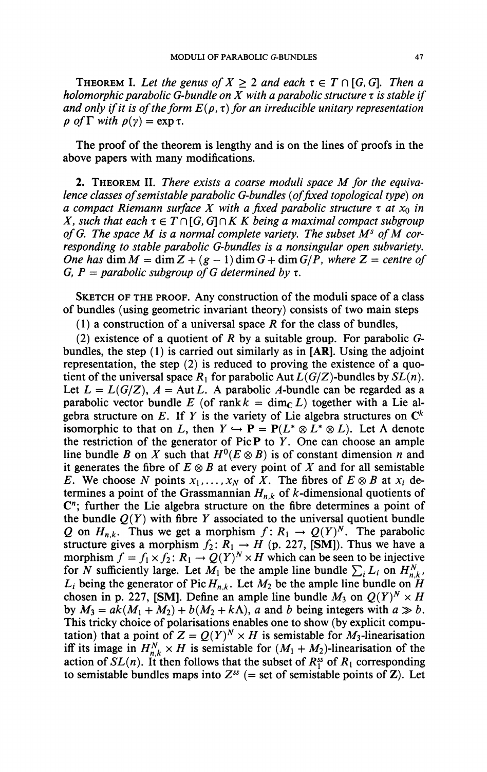**Theorem I.** *Let the genus of $X \geq 2$ and each $\tau \in T \cap [G, G]$. Then a holomorphic parabolic $G$-bundle on $X$ with a parabolic structure $\tau$ is stable if and only if it is of the form $E(\rho, \tau)$ for an irreducible unitary representation $\rho$ of $\Gamma$ with $\rho(\gamma) = \exp \tau$.*

The proof of the theorem is lengthy and is on the lines of proofs in the above papers with many modifications.

**2. Theorem II.** *There exists a coarse moduli space $M$ for the equivalence classes of semistable parabolic $G$-bundles (of fixed topological type) on a compact Riemann surface $X$ with a fixed parabolic structure $\tau$ at $x_0$ in $X$, such that each $\tau \in T \cap [G, G] \cap K$ $K$ being a maximal compact subgroup of $G$. The space $M$ is a normal complete variety. The subset $M^s$ of $M$ corresponding to stable parabolic $G$-bundles is a nonsingular open subvariety. One has $\dim M = \dim Z + (g - 1) \dim G + \dim G/P$, where $Z$ = centre of $G$, $P$ = parabolic subgroup of $G$ determined by $\tau$.*

Sketch of the proof. Any construction of the moduli space of a class of bundles (using geometric invariant theory) consists of two main steps

(1) a construction of a universal space $R$ for the class of bundles,

(2) existence of a quotient of $R$ by a suitable group. For parabolic $G$-bundles, the step (1) is carried out similarly as in **[AR]**. Using the adjoint representation, the step (2) is reduced to proving the existence of a quotient of the universal space $R_1$ for parabolic $\operatorname{Aut} L(G/Z)$-bundles by $SL(n)$. Let $L = L(G/Z)$, $A = \operatorname{Aut} L$. A parabolic $A$-bundle can be regarded as a parabolic vector bundle $E$ (of rank $k = \dim_{\mathbf{C}} L$) together with a Lie algebra structure on $E$. If $Y$ is the variety of Lie algebra structures on $\mathbf{C}^k$ isomorphic to that on $L$, then $Y \hookrightarrow \mathbf{P} = \mathbf{P}(L^* \otimes L^* \otimes L)$. Let $\Lambda$ denote the restriction of the generator of $\operatorname{Pic} \mathbf{P}$ to $Y$. One can choose an ample line bundle $B$ on $X$ such that $H^0(E \otimes B)$ is of constant dimension $n$ and it generates the fibre of $E \otimes B$ at every point of $X$ and for all semistable $E$. We choose $N$ points $x_1, \dots, x_N$ of $X$. The fibres of $E \otimes B$ at $x_i$ determines a point of the Grassmannian $H_{n,k}$ of $k$-dimensional quotients of $\mathbf{C}^n$; further the Lie algebra structure on the fibre determines a point of the bundle $Q(Y)$ with fibre $Y$ associated to the universal quotient bundle $Q$ on $H_{n,k}$. Thus we get a morphism $f \colon R_1 \to Q(Y)^N$. The parabolic structure gives a morphism $f_2 \colon R_1 \to H$ (p. 227, **[SM]**). Thus we have a morphism $f = f_1 \times f_2 \colon R_1 \to Q(Y)^N \times H$ which can be seen to be injective for $N$ sufficiently large. Let $M_1$ be the ample line bundle $\sum_i L_i$ on $H_{n,k}^N$, $L_i$ being the generator of $\operatorname{Pic} H_{n,k}$. Let $M_2$ be the ample line bundle on $H$ chosen in p. 227, **[SM]**. Define an ample line bundle $M_3$ on $Q(Y)^N \times H$ by $M_3 = ak(M_1 + M_2) + b(M_2 + k\Lambda)$, $a$ and $b$ being integers with $a \gg b$. This tricky choice of polarisations enables one to show (by explicit computation) that a point of $Z = Q(Y)^N \times H$ is semistable for $M_3$-linearisation iff its image in $H_{n,k}^N \times H$ is semistable for $(M_1 + M_2)$-linearisation of the action of $SL(n)$. It then follows that the subset of $R_1^{ss}$ of $R_1$ corresponding to semistable bundles maps into $Z^{ss}$ (= set of semistable points of $\mathbf{Z}$). Let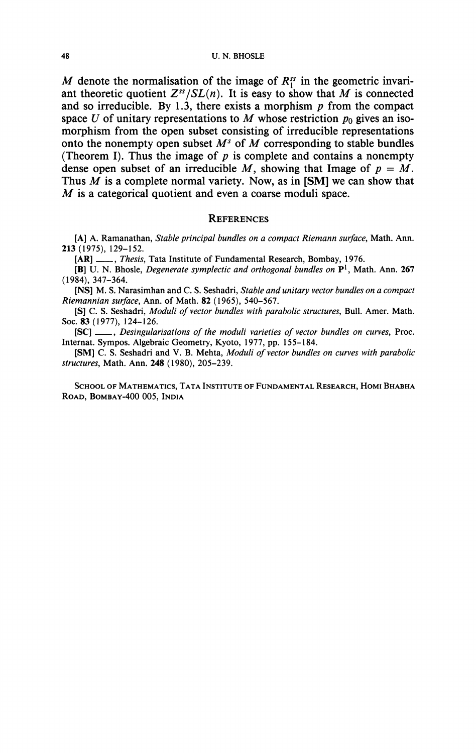$M$ denote the normalisation of the image of $R_1^{ss}$ in the geometric invariant theoretic quotient $Z^{ss}/SL(n)$. It is easy to show that $M$ is connected and so irreducible. By 1.3, there exists a morphism $p$ from the compact space $U$ of unitary representations to $M$ whose restriction $p_0$ gives an isomorphism from the open subset consisting of irreducible representations onto the nonempty open subset $M^s$ of $M$ corresponding to stable bundles (Theorem I). Thus the image of $p$ is complete and contains a nonempty dense open subset of an irreducible $M$, showing that Image of $p = M$. Thus $M$ is a complete normal variety. Now, as in **[SM]** we can show that $M$ is a categorical quotient and even a coarse moduli space.

## References

**[A]** A. Ramanathan, *Stable principal bundles on a compact Riemann surface*, Math. Ann. **213** (1975), 129–152.

**[AR]** ——, *Thesis*, Tata Institute of Fundamental Research, Bombay, 1976.

**[B]** U. N. Bhosle, *Degenerate symplectic and orthogonal bundles on* $\mathbf{P}^1$, Math. Ann. **267** (1984), 347–364.

**[NS]** M. S. Narasimhan and C. S. Seshadri, *Stable and unitary vector bundles on a compact Riemannian surface*, Ann. of Math. **82** (1965), 540–567.

**[S]** C. S. Seshadri, *Moduli of vector bundles with parabolic structures*, Bull. Amer. Math. Soc. **83** (1977), 124–126.

**[SC]** ——, *Desingularisations of the moduli varieties of vector bundles on curves*, Proc. Internat. Sympos. Algebraic Geometry, Kyoto, 1977, pp. 155–184.

**[SM]** C. S. Seshadri and V. B. Mehta, *Moduli of vector bundles on curves with parabolic structures*, Math. Ann. **248** (1980), 205–239.

School of Mathematics, Tata Institute of Fundamental Research, Homi Bhabha Road, Bombay-400 005, India